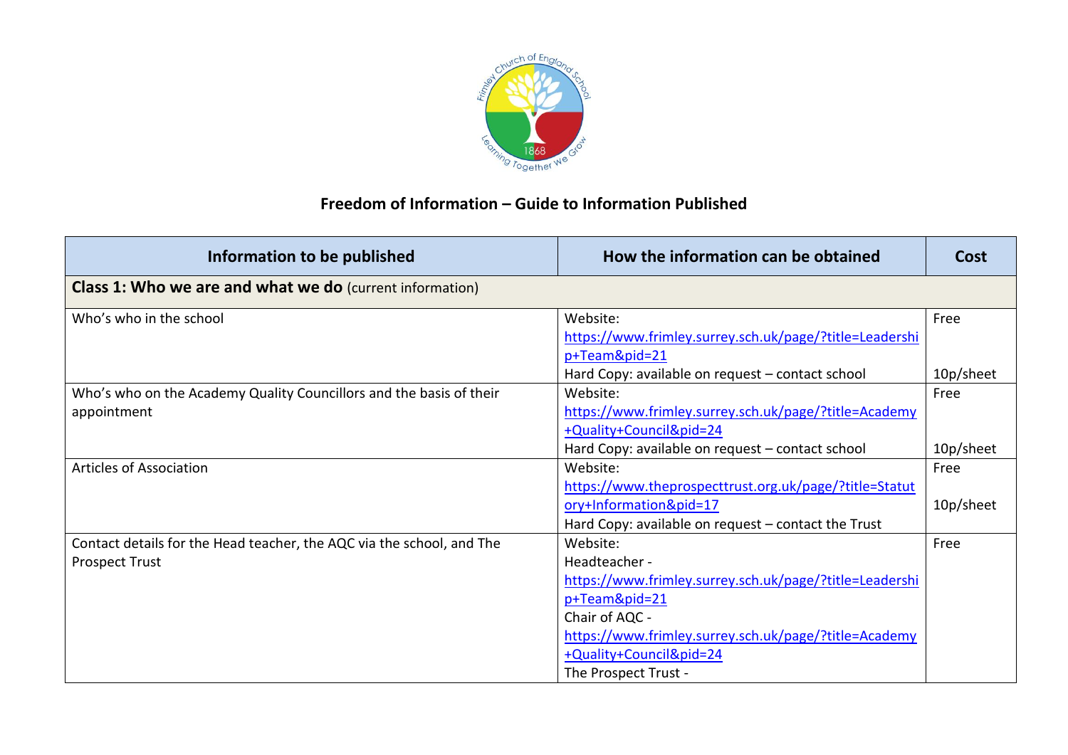# Freedom of Information – Guide to Information Published

| Information to be published | How the information can be obtained | Cost |
| --- | --- | --- |
| **Class 1: Who we are and what we do** (current information) | | |
| Who's who in the school | Website: https://www.frimley.surrey.sch.uk/page/?title=Leadership+Team&pid=21<br>Hard Copy: available on request – contact school | Free<br><br>10p/sheet |
| Who's who on the Academy Quality Councillors and the basis of their appointment | Website: https://www.frimley.surrey.sch.uk/page/?title=Academy+Quality+Council&pid=24<br>Hard Copy: available on request – contact school | Free<br><br>10p/sheet |
| Articles of Association | Website: https://www.theprospecttrust.org.uk/page/?title=Statutory+Information&pid=17<br>Hard Copy: available on request – contact the Trust | Free<br><br>10p/sheet |
| Contact details for the Head teacher, the AQC via the school, and The Prospect Trust | Website:<br>Headteacher - https://www.frimley.surrey.sch.uk/page/?title=Leadership+Team&pid=21<br>Chair of AQC - https://www.frimley.surrey.sch.uk/page/?title=Academy+Quality+Council&pid=24<br>The Prospect Trust - | Free |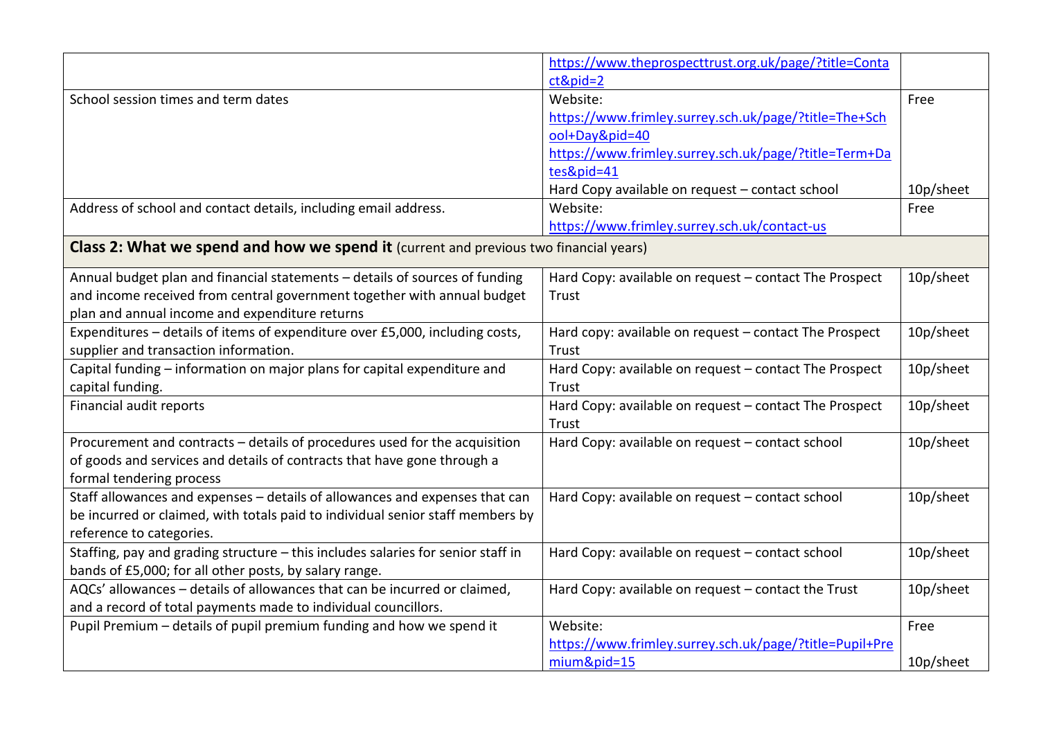| | | |
|---|---|---|
| | https://www.theprospecttrust.org.uk/page/?title=Contact&pid=2 | |
| School session times and term dates | Website:<br>https://www.frimley.surrey.sch.uk/page/?title=The+School+Day&pid=40<br>https://www.frimley.surrey.sch.uk/page/?title=Term+Dates&pid=41<br>Hard Copy available on request – contact school | Free<br><br><br><br><br>10p/sheet |
| Address of school and contact details, including email address. | Website:<br>https://www.frimley.surrey.sch.uk/contact-us | Free |
| **Class 2: What we spend and how we spend it** (current and previous two financial years) | | |
| Annual budget plan and financial statements – details of sources of funding and income received from central government together with annual budget plan and annual income and expenditure returns | Hard Copy: available on request – contact The Prospect Trust | 10p/sheet |
| Expenditures – details of items of expenditure over £5,000, including costs, supplier and transaction information. | Hard copy: available on request – contact The Prospect Trust | 10p/sheet |
| Capital funding – information on major plans for capital expenditure and capital funding. | Hard Copy: available on request – contact The Prospect Trust | 10p/sheet |
| Financial audit reports | Hard Copy: available on request – contact The Prospect Trust | 10p/sheet |
| Procurement and contracts – details of procedures used for the acquisition of goods and services and details of contracts that have gone through a formal tendering process | Hard Copy: available on request – contact school | 10p/sheet |
| Staff allowances and expenses – details of allowances and expenses that can be incurred or claimed, with totals paid to individual senior staff members by reference to categories. | Hard Copy: available on request – contact school | 10p/sheet |
| Staffing, pay and grading structure – this includes salaries for senior staff in bands of £5,000; for all other posts, by salary range. | Hard Copy: available on request – contact school | 10p/sheet |
| AQCs' allowances – details of allowances that can be incurred or claimed, and a record of total payments made to individual councillors. | Hard Copy: available on request – contact the Trust | 10p/sheet |
| Pupil Premium – details of pupil premium funding and how we spend it | Website:<br>https://www.frimley.surrey.sch.uk/page/?title=Pupil+Premium&pid=15 | Free<br><br>10p/sheet |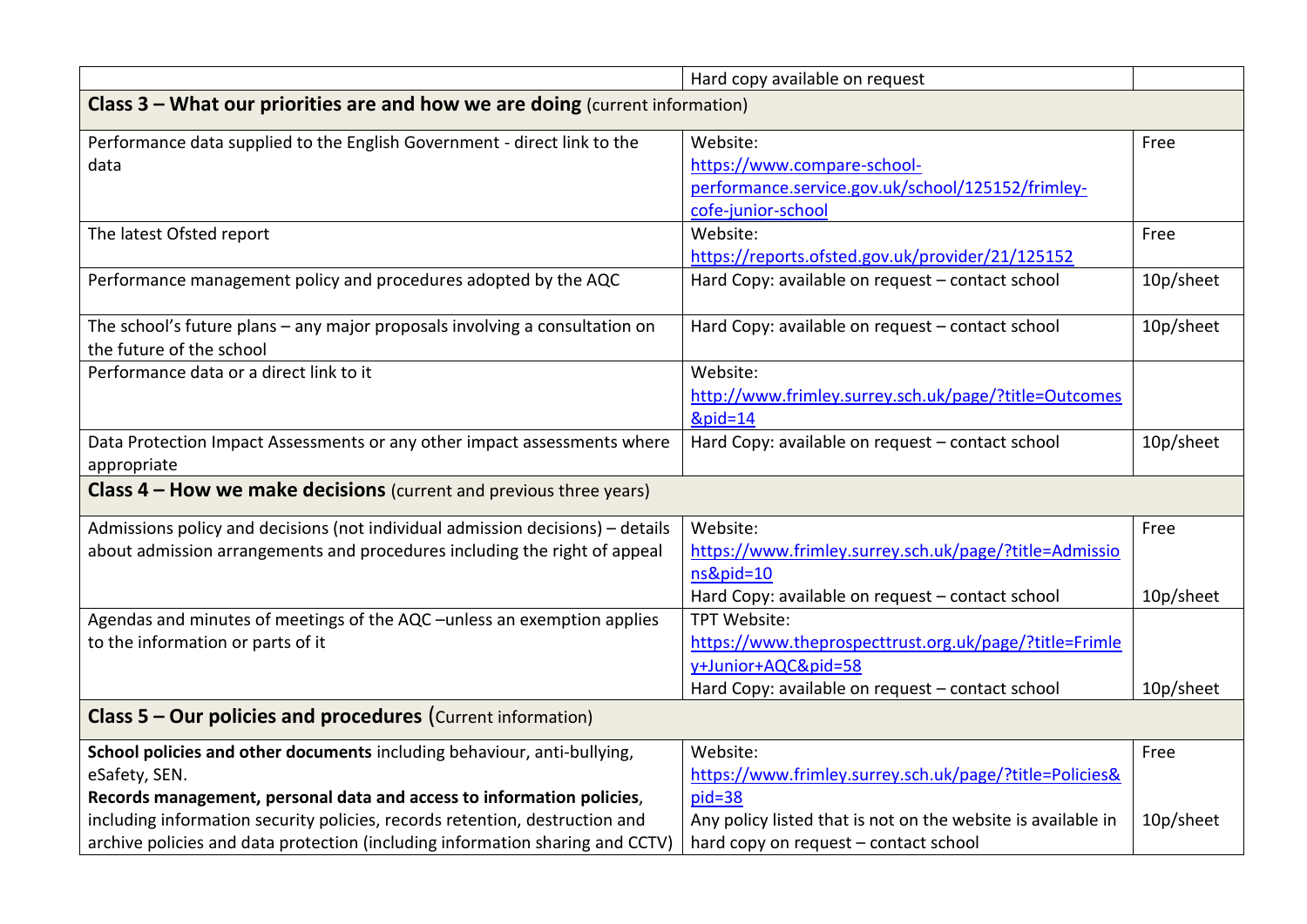| | | |
|---|---|---|
| | Hard copy available on request | |
| **Class 3 – What our priorities are and how we are doing** (current information) | | |
| Performance data supplied to the English Government - direct link to the data | Website: https://www.compare-school-performance.service.gov.uk/school/125152/frimley-cofe-junior-school | Free |
| The latest Ofsted report | Website: https://reports.ofsted.gov.uk/provider/21/125152 | Free |
| Performance management policy and procedures adopted by the AQC | Hard Copy: available on request – contact school | 10p/sheet |
| The school's future plans – any major proposals involving a consultation on the future of the school | Hard Copy: available on request – contact school | 10p/sheet |
| Performance data or a direct link to it | Website: http://www.frimley.surrey.sch.uk/page/?title=Outcomes&pid=14 | |
| Data Protection Impact Assessments or any other impact assessments where appropriate | Hard Copy: available on request – contact school | 10p/sheet |
| **Class 4 – How we make decisions** (current and previous three years) | | |
| Admissions policy and decisions (not individual admission decisions) – details about admission arrangements and procedures including the right of appeal | Website: https://www.frimley.surrey.sch.uk/page/?title=Admissions&pid=10<br>Hard Copy: available on request – contact school | Free<br><br>10p/sheet |
| Agendas and minutes of meetings of the AQC –unless an exemption applies to the information or parts of it | TPT Website: https://www.theprospecttrust.org.uk/page/?title=Frimley+Junior+AQC&pid=58<br>Hard Copy: available on request – contact school | <br><br>10p/sheet |
| **Class 5 – Our policies and procedures** (Current information) | | |
| **School policies and other documents** including behaviour, anti-bullying, eSafety, SEN.<br>**Records management, personal data and access to information policies**, including information security policies, records retention, destruction and archive policies and data protection (including information sharing and CCTV) | Website: https://www.frimley.surrey.sch.uk/page/?title=Policies&pid=38<br>Any policy listed that is not on the website is available in hard copy on request – contact school | Free<br><br>10p/sheet |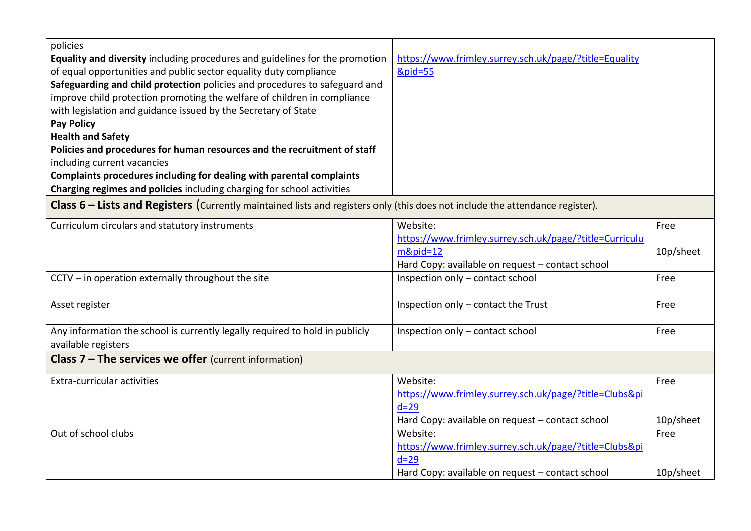| | | |
|---|---|---|
| policies<br>**Equality and diversity** including procedures and guidelines for the promotion of equal opportunities and public sector equality duty compliance<br>**Safeguarding and child protection** policies and procedures to safeguard and improve child protection promoting the welfare of children in compliance with legislation and guidance issued by the Secretary of State<br>**Pay Policy**<br>**Health and Safety**<br>**Policies and procedures for human resources and the recruitment of staff** including current vacancies<br>**Complaints procedures including for dealing with parental complaints**<br>**Charging regimes and policies** including charging for school activities | https://www.frimley.surrey.sch.uk/page/?title=Equality&pid=55 | |
| **Class 6 – Lists and Registers** (Currently maintained lists and registers only (this does not include the attendance register). | | |
| Curriculum circulars and statutory instruments | Website: https://www.frimley.surrey.sch.uk/page/?title=Curriculum&pid=12<br>Hard Copy: available on request – contact school | Free<br><br>10p/sheet |
| CCTV – in operation externally throughout the site | Inspection only – contact school | Free |
| Asset register | Inspection only – contact the Trust | Free |
| Any information the school is currently legally required to hold in publicly available registers | Inspection only – contact school | Free |
| **Class 7 – The services we offer** (current information) | | |
| Extra-curricular activities | Website: https://www.frimley.surrey.sch.uk/page/?title=Clubs&pid=29<br>Hard Copy: available on request – contact school | Free<br><br>10p/sheet |
| Out of school clubs | Website: https://www.frimley.surrey.sch.uk/page/?title=Clubs&pid=29<br>Hard Copy: available on request – contact school | Free<br><br>10p/sheet |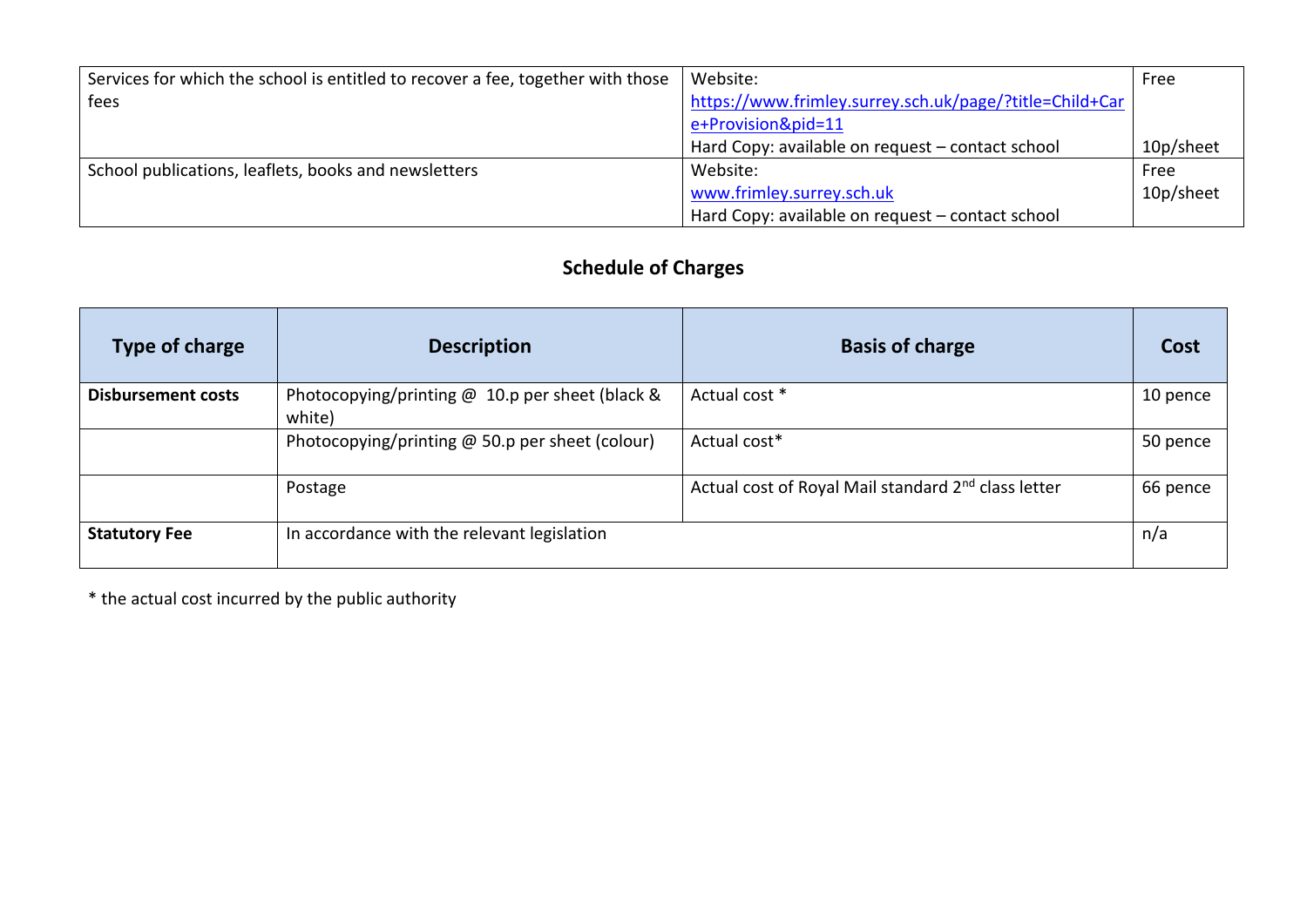| | | |
|---|---|---|
| Services for which the school is entitled to recover a fee, together with those fees | Website: https://www.frimley.surrey.sch.uk/page/?title=Child+Care+Provision&pid=11<br>Hard Copy: available on request – contact school | Free<br><br>10p/sheet |
| School publications, leaflets, books and newsletters | Website: www.frimley.surrey.sch.uk<br>Hard Copy: available on request – contact school | Free<br>10p/sheet |

## Schedule of Charges

| Type of charge | Description | Basis of charge | Cost |
|---|---|---|---|
| **Disbursement costs** | Photocopying/printing @ 10.p per sheet (black & white) | Actual cost * | 10 pence |
| | Photocopying/printing @ 50.p per sheet (colour) | Actual cost* | 50 pence |
| | Postage | Actual cost of Royal Mail standard 2nd class letter | 66 pence |
| **Statutory Fee** | In accordance with the relevant legislation | | n/a |

* the actual cost incurred by the public authority